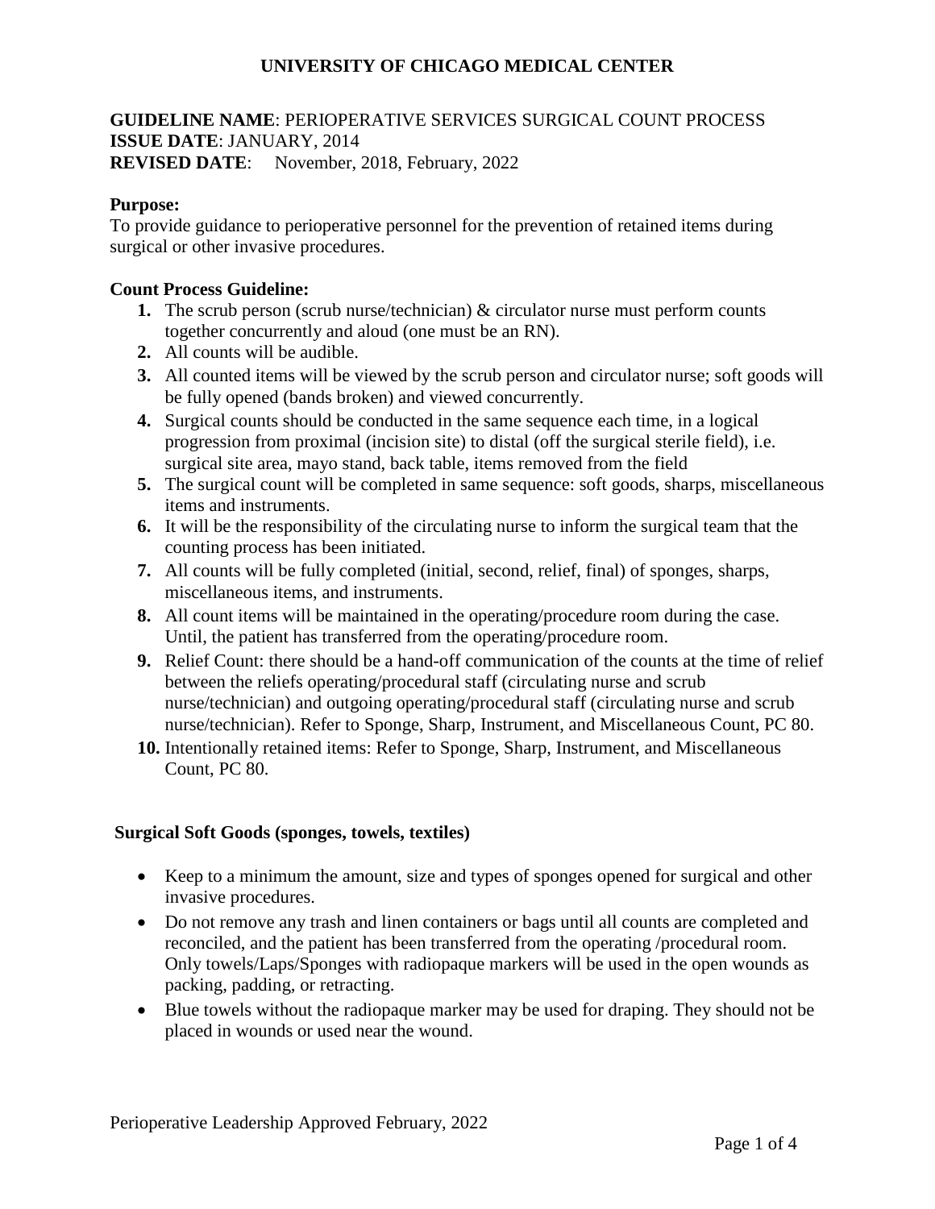# UNIVERSITY OF CHICAGO MEDICAL CENTER

**GUIDELINE NAME**: PERIOPERATIVE SERVICES SURGICAL COUNT PROCESS
**ISSUE DATE**: JANUARY, 2014
**REVISED DATE**: November, 2018, February, 2022

**Purpose:**
To provide guidance to perioperative personnel for the prevention of retained items during surgical or other invasive procedures.

**Count Process Guideline:**

1. The scrub person (scrub nurse/technician) & circulator nurse must perform counts together concurrently and aloud (one must be an RN).
2. All counts will be audible.
3. All counted items will be viewed by the scrub person and circulator nurse; soft goods will be fully opened (bands broken) and viewed concurrently.
4. Surgical counts should be conducted in the same sequence each time, in a logical progression from proximal (incision site) to distal (off the surgical sterile field), i.e. surgical site area, mayo stand, back table, items removed from the field
5. The surgical count will be completed in same sequence: soft goods, sharps, miscellaneous items and instruments.
6. It will be the responsibility of the circulating nurse to inform the surgical team that the counting process has been initiated.
7. All counts will be fully completed (initial, second, relief, final) of sponges, sharps, miscellaneous items, and instruments.
8. All count items will be maintained in the operating/procedure room during the case. Until, the patient has transferred from the operating/procedure room.
9. Relief Count: there should be a hand-off communication of the counts at the time of relief between the reliefs operating/procedural staff (circulating nurse and scrub nurse/technician) and outgoing operating/procedural staff (circulating nurse and scrub nurse/technician). Refer to Sponge, Sharp, Instrument, and Miscellaneous Count, PC 80.
10. Intentionally retained items: Refer to Sponge, Sharp, Instrument, and Miscellaneous Count, PC 80.

**Surgical Soft Goods (sponges, towels, textiles)**

- Keep to a minimum the amount, size and types of sponges opened for surgical and other invasive procedures.
- Do not remove any trash and linen containers or bags until all counts are completed and reconciled, and the patient has been transferred from the operating /procedural room. Only towels/Laps/Sponges with radiopaque markers will be used in the open wounds as packing, padding, or retracting.
- Blue towels without the radiopaque marker may be used for draping. They should not be placed in wounds or used near the wound.

Perioperative Leadership Approved February, 2022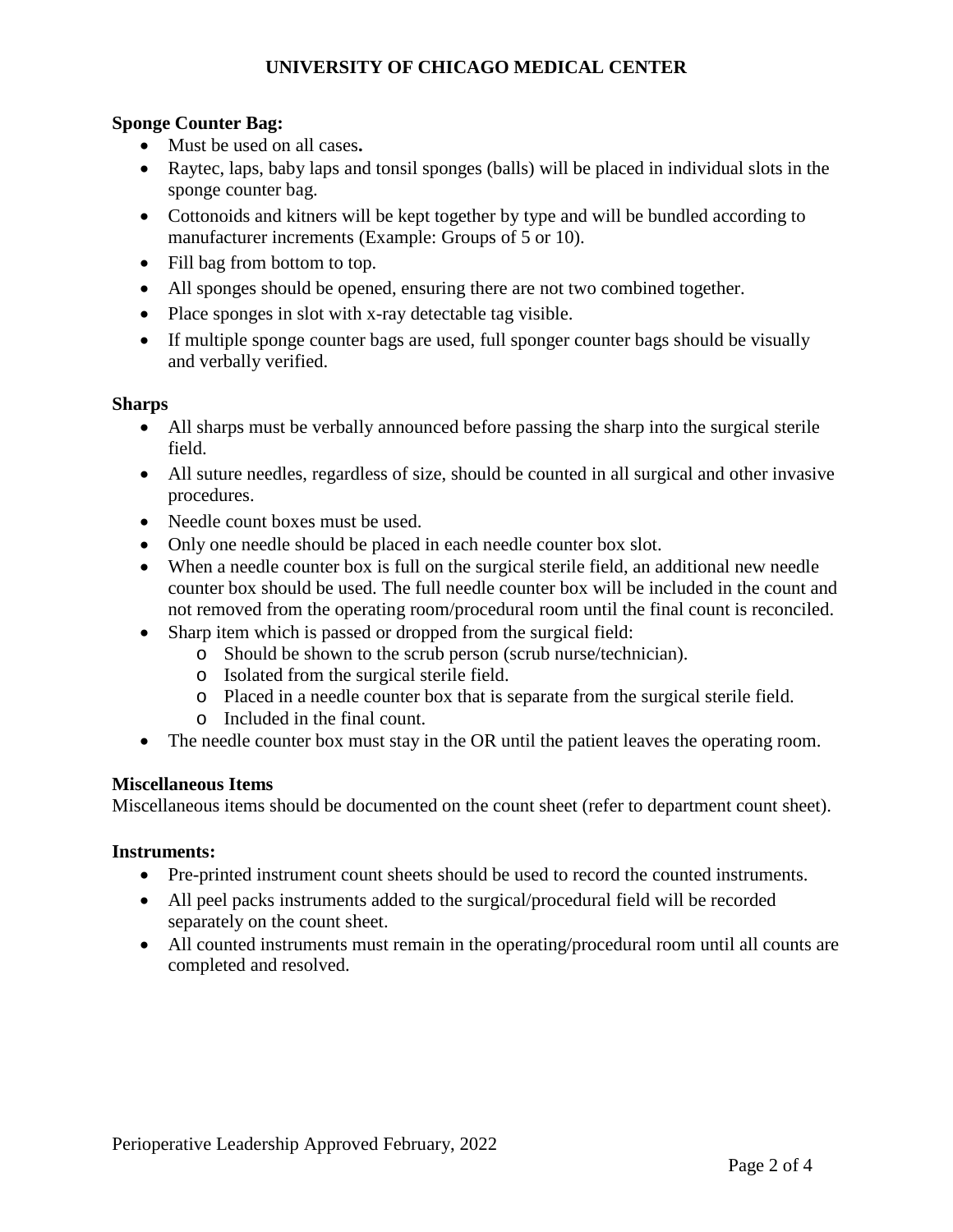**Sponge Counter Bag:**

- Must be used on all cases**.**
- Raytec, laps, baby laps and tonsil sponges (balls) will be placed in individual slots in the sponge counter bag.
- Cottonoids and kitners will be kept together by type and will be bundled according to manufacturer increments (Example: Groups of 5 or 10).
- Fill bag from bottom to top.
- All sponges should be opened, ensuring there are not two combined together.
- Place sponges in slot with x-ray detectable tag visible.
- If multiple sponge counter bags are used, full sponger counter bags should be visually and verbally verified.

**Sharps**

- All sharps must be verbally announced before passing the sharp into the surgical sterile field.
- All suture needles, regardless of size, should be counted in all surgical and other invasive procedures.
- Needle count boxes must be used.
- Only one needle should be placed in each needle counter box slot.
- When a needle counter box is full on the surgical sterile field, an additional new needle counter box should be used. The full needle counter box will be included in the count and not removed from the operating room/procedural room until the final count is reconciled.
- Sharp item which is passed or dropped from the surgical field:
  - Should be shown to the scrub person (scrub nurse/technician).
  - Isolated from the surgical sterile field.
  - Placed in a needle counter box that is separate from the surgical sterile field.
  - Included in the final count.
- The needle counter box must stay in the OR until the patient leaves the operating room.

**Miscellaneous Items**

Miscellaneous items should be documented on the count sheet (refer to department count sheet).

**Instruments:**

- Pre-printed instrument count sheets should be used to record the counted instruments.
- All peel packs instruments added to the surgical/procedural field will be recorded separately on the count sheet.
- All counted instruments must remain in the operating/procedural room until all counts are completed and resolved.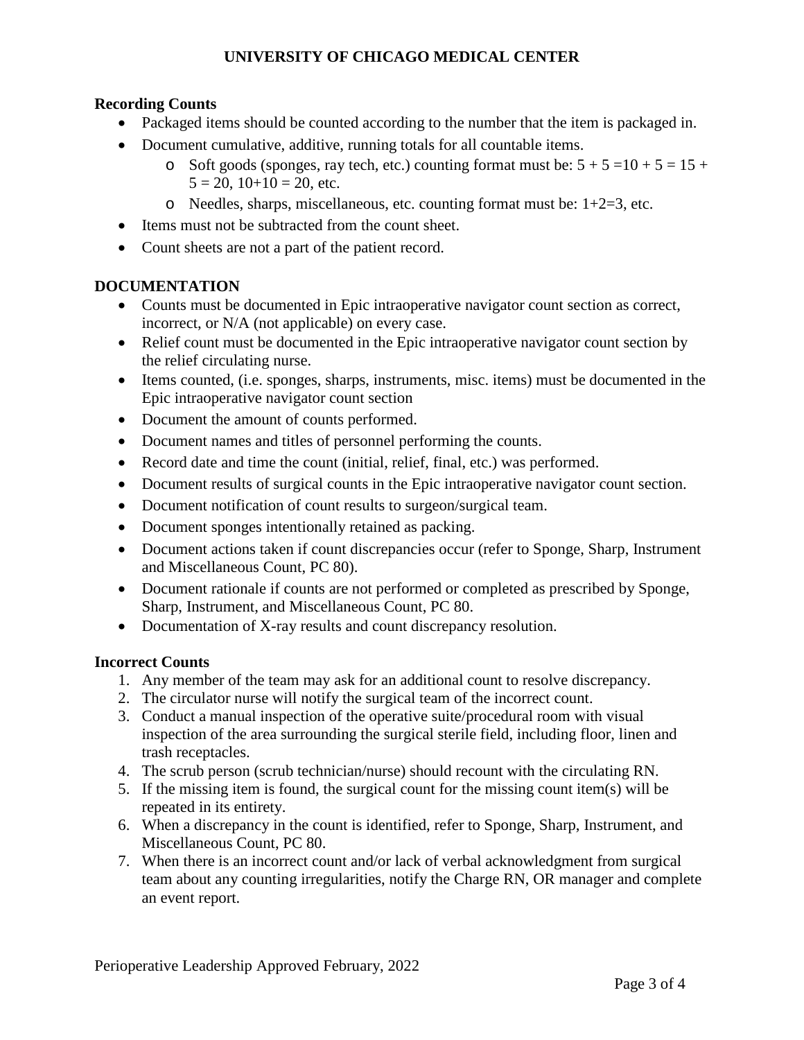**Recording Counts**

- Packaged items should be counted according to the number that the item is packaged in.
- Document cumulative, additive, running totals for all countable items.
  - Soft goods (sponges, ray tech, etc.) counting format must be: 5 + 5 =10 + 5 = 15 + 5 = 20, 10+10 = 20, etc.
  - Needles, sharps, miscellaneous, etc. counting format must be: 1+2=3, etc.
- Items must not be subtracted from the count sheet.
- Count sheets are not a part of the patient record.

## DOCUMENTATION

- Counts must be documented in Epic intraoperative navigator count section as correct, incorrect, or N/A (not applicable) on every case.
- Relief count must be documented in the Epic intraoperative navigator count section by the relief circulating nurse.
- Items counted, (i.e. sponges, sharps, instruments, misc. items) must be documented in the Epic intraoperative navigator count section
- Document the amount of counts performed.
- Document names and titles of personnel performing the counts.
- Record date and time the count (initial, relief, final, etc.) was performed.
- Document results of surgical counts in the Epic intraoperative navigator count section.
- Document notification of count results to surgeon/surgical team.
- Document sponges intentionally retained as packing.
- Document actions taken if count discrepancies occur (refer to Sponge, Sharp, Instrument and Miscellaneous Count, PC 80).
- Document rationale if counts are not performed or completed as prescribed by Sponge, Sharp, Instrument, and Miscellaneous Count, PC 80.
- Documentation of X-ray results and count discrepancy resolution.

**Incorrect Counts**

1. Any member of the team may ask for an additional count to resolve discrepancy.
2. The circulator nurse will notify the surgical team of the incorrect count.
3. Conduct a manual inspection of the operative suite/procedural room with visual inspection of the area surrounding the surgical sterile field, including floor, linen and trash receptacles.
4. The scrub person (scrub technician/nurse) should recount with the circulating RN.
5. If the missing item is found, the surgical count for the missing count item(s) will be repeated in its entirety.
6. When a discrepancy in the count is identified, refer to Sponge, Sharp, Instrument, and Miscellaneous Count, PC 80.
7. When there is an incorrect count and/or lack of verbal acknowledgment from surgical team about any counting irregularities, notify the Charge RN, OR manager and complete an event report.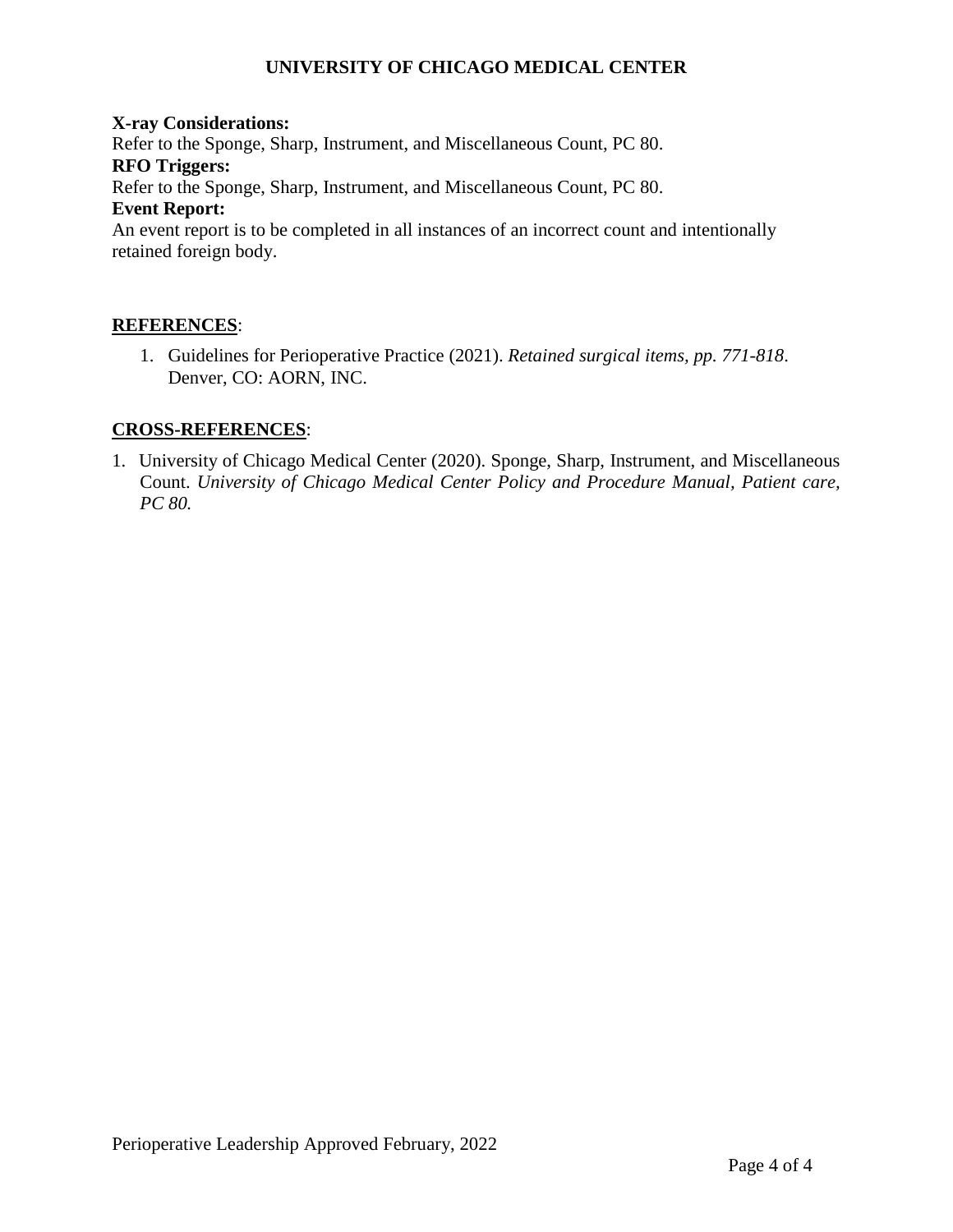**X-ray Considerations:**
Refer to the Sponge, Sharp, Instrument, and Miscellaneous Count, PC 80.

**RFO Triggers:**
Refer to the Sponge, Sharp, Instrument, and Miscellaneous Count, PC 80.

**Event Report:**
An event report is to be completed in all instances of an incorrect count and intentionally retained foreign body.

## REFERENCES:

1. Guidelines for Perioperative Practice (2021). *Retained surgical items, pp. 771-818*. Denver, CO: AORN, INC.

## CROSS-REFERENCES:

1. University of Chicago Medical Center (2020). Sponge, Sharp, Instrument, and Miscellaneous Count. *University of Chicago Medical Center Policy and Procedure Manual, Patient care, PC 80.*

Perioperative Leadership Approved February, 2022